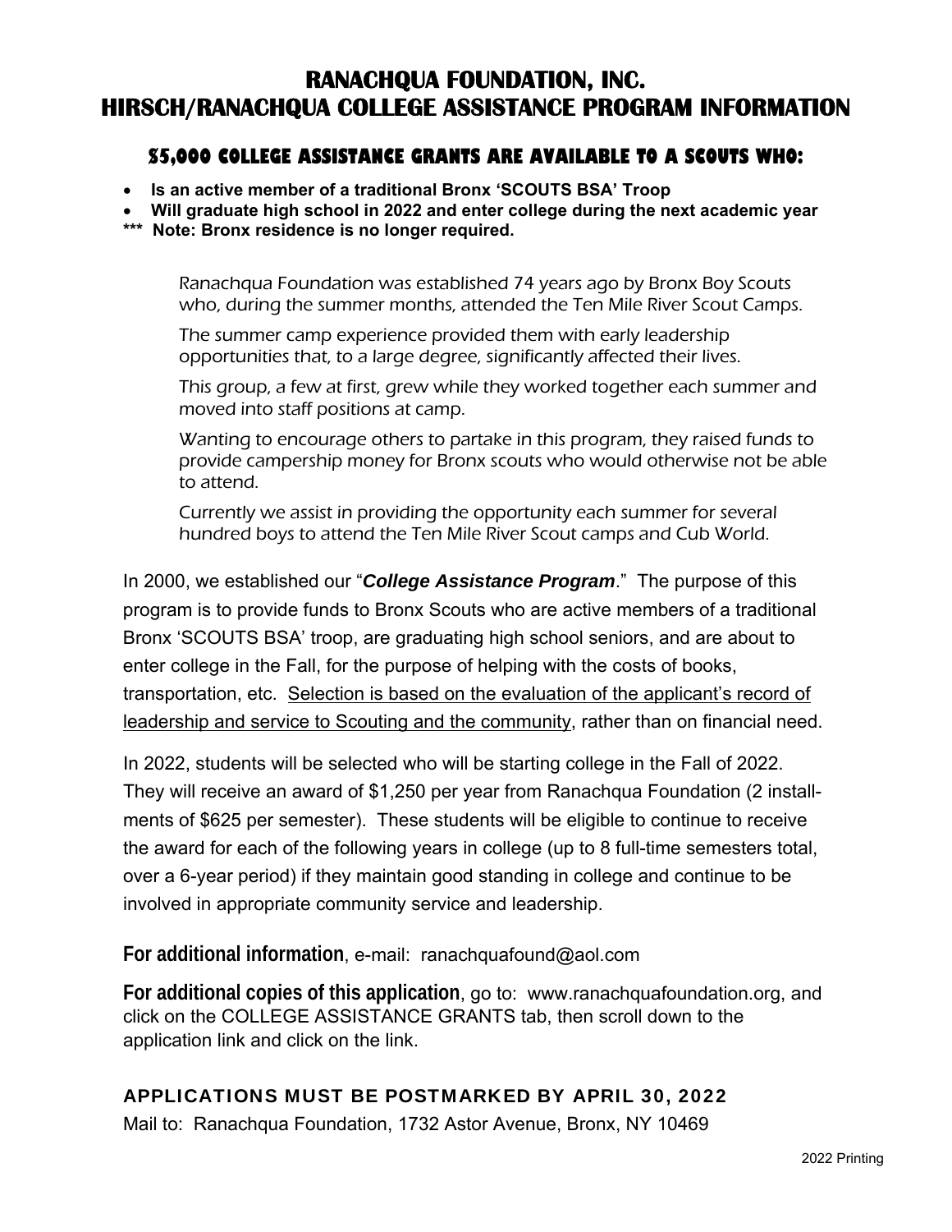# RANACHQUA FOUNDATION, INC.
# HIRSCH/RANACHQUA COLLEGE ASSISTANCE PROGRAM INFORMATION

## $5,000 COLLEGE ASSISTANCE GRANTS ARE AVAILABLE TO A SCOUTS WHO:

- **Is an active member of a traditional Bronx 'SCOUTS BSA' Troop**
- **Will graduate high school in 2022 and enter college during the next academic year**

**\*\*\* Note: Bronx residence is no longer required.**

Ranachqua Foundation was established 74 years ago by Bronx Boy Scouts who, during the summer months, attended the Ten Mile River Scout Camps.

The summer camp experience provided them with early leadership opportunities that, to a large degree, significantly affected their lives.

This group, a few at first, grew while they worked together each summer and moved into staff positions at camp.

Wanting to encourage others to partake in this program, they raised funds to provide campership money for Bronx scouts who would otherwise not be able to attend.

Currently we assist in providing the opportunity each summer for several hundred boys to attend the Ten Mile River Scout camps and Cub World.

In 2000, we established our "***College Assistance Program***." The purpose of this program is to provide funds to Bronx Scouts who are active members of a traditional Bronx 'SCOUTS BSA' troop, are graduating high school seniors, and are about to enter college in the Fall, for the purpose of helping with the costs of books, transportation, etc. Selection is based on the evaluation of the applicant's record of leadership and service to Scouting and the community, rather than on financial need.

In 2022, students will be selected who will be starting college in the Fall of 2022. They will receive an award of $1,250 per year from Ranachqua Foundation (2 installments of $625 per semester). These students will be eligible to continue to receive the award for each of the following years in college (up to 8 full-time semesters total, over a 6-year period) if they maintain good standing in college and continue to be involved in appropriate community service and leadership.

**For additional information**, e-mail: ranachquafound@aol.com

**For additional copies of this application**, go to: www.ranachquafoundation.org, and click on the COLLEGE ASSISTANCE GRANTS tab, then scroll down to the application link and click on the link.

**APPLICATIONS MUST BE POSTMARKED BY APRIL 30, 2022**

Mail to: Ranachqua Foundation, 1732 Astor Avenue, Bronx, NY 10469

2022 Printing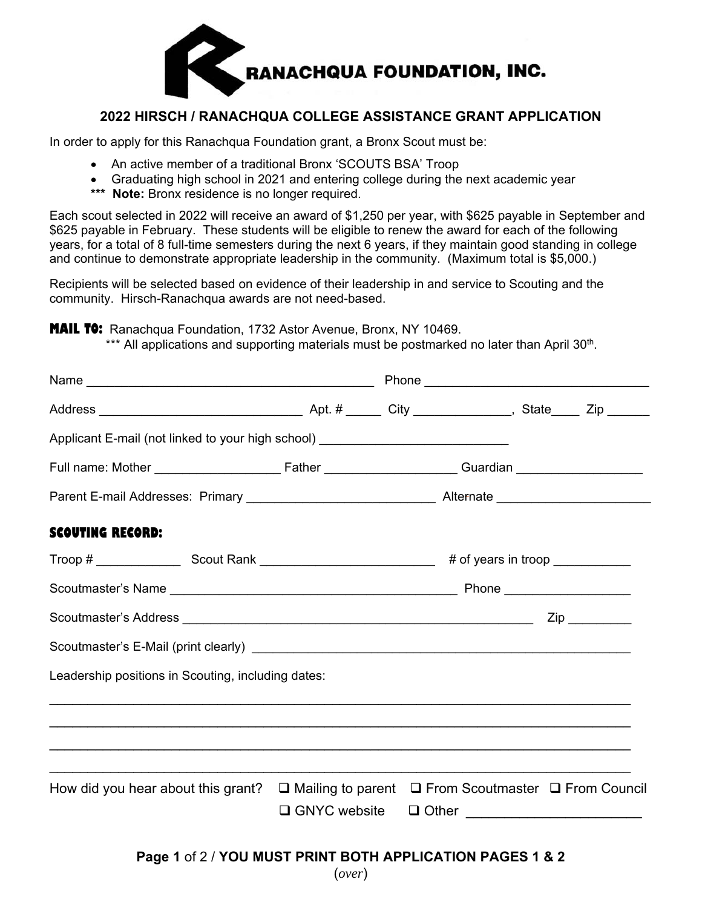# RANACHQUA FOUNDATION, INC.

## 2022 HIRSCH / RANACHQUA COLLEGE ASSISTANCE GRANT APPLICATION

In order to apply for this Ranachqua Foundation grant, a Bronx Scout must be:

- An active member of a traditional Bronx 'SCOUTS BSA' Troop
- Graduating high school in 2021 and entering college during the next academic year

*** **Note:** Bronx residence is no longer required.

Each scout selected in 2022 will receive an award of $1,250 per year, with $625 payable in September and $625 payable in February. These students will be eligible to renew the award for each of the following years, for a total of 8 full-time semesters during the next 6 years, if they maintain good standing in college and continue to demonstrate appropriate leadership in the community. (Maximum total is $5,000.)

Recipients will be selected based on evidence of their leadership in and service to Scouting and the community. Hirsch-Ranachqua awards are not need-based.

**MAIL TO:** Ranachqua Foundation, 1732 Astor Avenue, Bronx, NY 10469.

*** All applications and supporting materials must be postmarked no later than April 30th.

Name ________________________________________ Phone ________________________________

Address ____________________________ Apt. # _____ City _____________, State____ Zip ______

Applicant E-mail (not linked to your high school) __________________________

Full name: Mother _________________ Father _________________ Guardian _________________

Parent E-mail Addresses: Primary __________________________ Alternate _____________________

**SCOUTING RECORD:**

Troop # ___________ Scout Rank ________________________ # of years in troop __________

Scoutmaster's Name ________________________________________ Phone _________________

Scoutmaster's Address ________________________________________________ Zip _________

Scoutmaster's E-Mail (print clearly) ______________________________________________

Leadership positions in Scouting, including dates:

________________________________________________________________________________

________________________________________________________________________________

________________________________________________________________________________

________________________________________________________________________________

How did you hear about this grant? ❑ Mailing to parent ❑ From Scoutmaster ❑ From Council ❑ GNYC website ❑ Other _______________________

**Page 1** of 2 / **YOU MUST PRINT BOTH APPLICATION PAGES 1 & 2**

(*over*)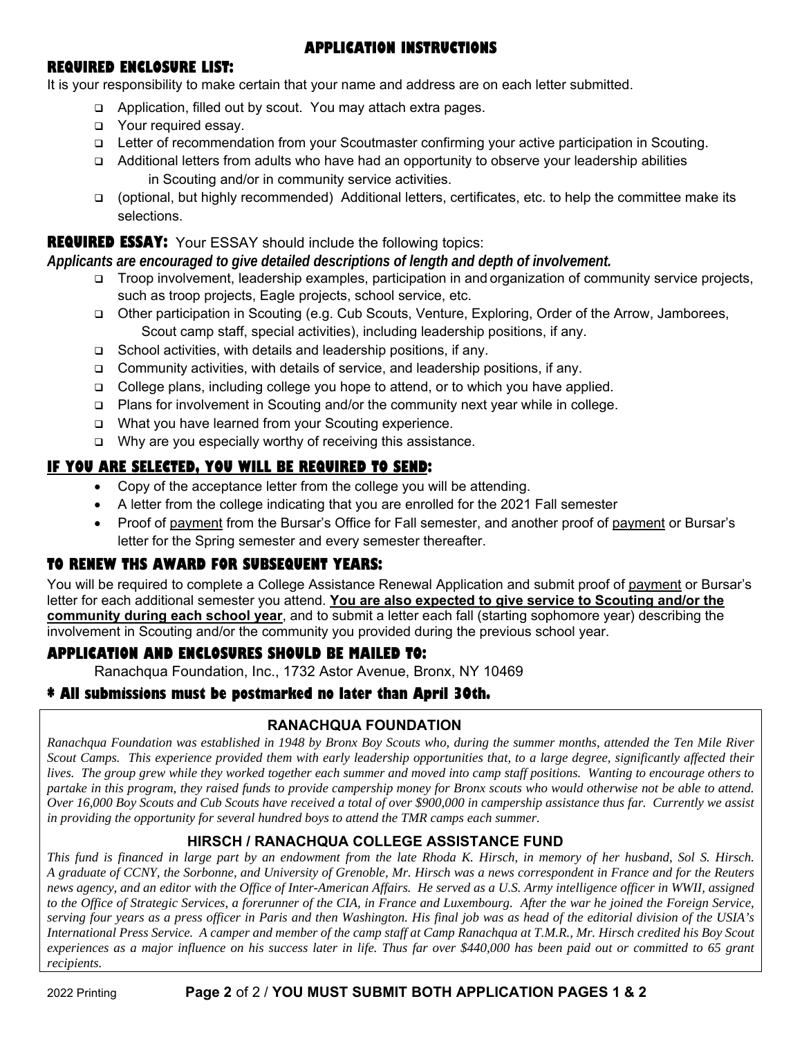# APPLICATION INSTRUCTIONS

## REQUIRED ENCLOSURE LIST:

It is your responsibility to make certain that your name and address are on each letter submitted.

- Application, filled out by scout. You may attach extra pages.
- Your required essay.
- Letter of recommendation from your Scoutmaster confirming your active participation in Scouting.
- Additional letters from adults who have had an opportunity to observe your leadership abilities in Scouting and/or in community service activities.
- (optional, but highly recommended) Additional letters, certificates, etc. to help the committee make its selections.

## REQUIRED ESSAY:

Your ESSAY should include the following topics:

***Applicants are encouraged to give detailed descriptions of length and depth of involvement.***

- Troop involvement, leadership examples, participation in and organization of community service projects, such as troop projects, Eagle projects, school service, etc.
- Other participation in Scouting (e.g. Cub Scouts, Venture, Exploring, Order of the Arrow, Jamborees, Scout camp staff, special activities), including leadership positions, if any.
- School activities, with details and leadership positions, if any.
- Community activities, with details of service, and leadership positions, if any.
- College plans, including college you hope to attend, or to which you have applied.
- Plans for involvement in Scouting and/or the community next year while in college.
- What you have learned from your Scouting experience.
- Why are you especially worthy of receiving this assistance.

## IF YOU ARE SELECTED, YOU WILL BE REQUIRED TO SEND:

- Copy of the acceptance letter from the college you will be attending.
- A letter from the college indicating that you are enrolled for the 2021 Fall semester
- Proof of payment from the Bursar's Office for Fall semester, and another proof of payment or Bursar's letter for the Spring semester and every semester thereafter.

## TO RENEW THS AWARD FOR SUBSEQUENT YEARS:

You will be required to complete a College Assistance Renewal Application and submit proof of payment or Bursar's letter for each additional semester you attend. **You are also expected to give service to Scouting and/or the community during each school year**, and to submit a letter each fall (starting sophomore year) describing the involvement in Scouting and/or the community you provided during the previous school year.

## APPLICATION AND ENCLOSURES SHOULD BE MAILED TO:

Ranachqua Foundation, Inc., 1732 Astor Avenue, Bronx, NY 10469

## * All submissions must be postmarked no later than April 30th.

### RANACHQUA FOUNDATION

*Ranachqua Foundation was established in 1948 by Bronx Boy Scouts who, during the summer months, attended the Ten Mile River Scout Camps. This experience provided them with early leadership opportunities that, to a large degree, significantly affected their lives. The group grew while they worked together each summer and moved into camp staff positions. Wanting to encourage others to partake in this program, they raised funds to provide campership money for Bronx scouts who would otherwise not be able to attend. Over 16,000 Boy Scouts and Cub Scouts have received a total of over $900,000 in campership assistance thus far. Currently we assist in providing the opportunity for several hundred boys to attend the TMR camps each summer.*

### HIRSCH / RANACHQUA COLLEGE ASSISTANCE FUND

*This fund is financed in large part by an endowment from the late Rhoda K. Hirsch, in memory of her husband, Sol S. Hirsch. A graduate of CCNY, the Sorbonne, and University of Grenoble, Mr. Hirsch was a news correspondent in France and for the Reuters news agency, and an editor with the Office of Inter-American Affairs. He served as a U.S. Army intelligence officer in WWII, assigned to the Office of Strategic Services, a forerunner of the CIA, in France and Luxembourg. After the war he joined the Foreign Service, serving four years as a press officer in Paris and then Washington. His final job was as head of the editorial division of the USIA's International Press Service. A camper and member of the camp staff at Camp Ranachqua at T.M.R., Mr. Hirsch credited his Boy Scout experiences as a major influence on his success later in life. Thus far over $440,000 has been paid out or committed to 65 grant recipients.*

2022 Printing **Page 2** of 2 / **YOU MUST SUBMIT BOTH APPLICATION PAGES 1 & 2**